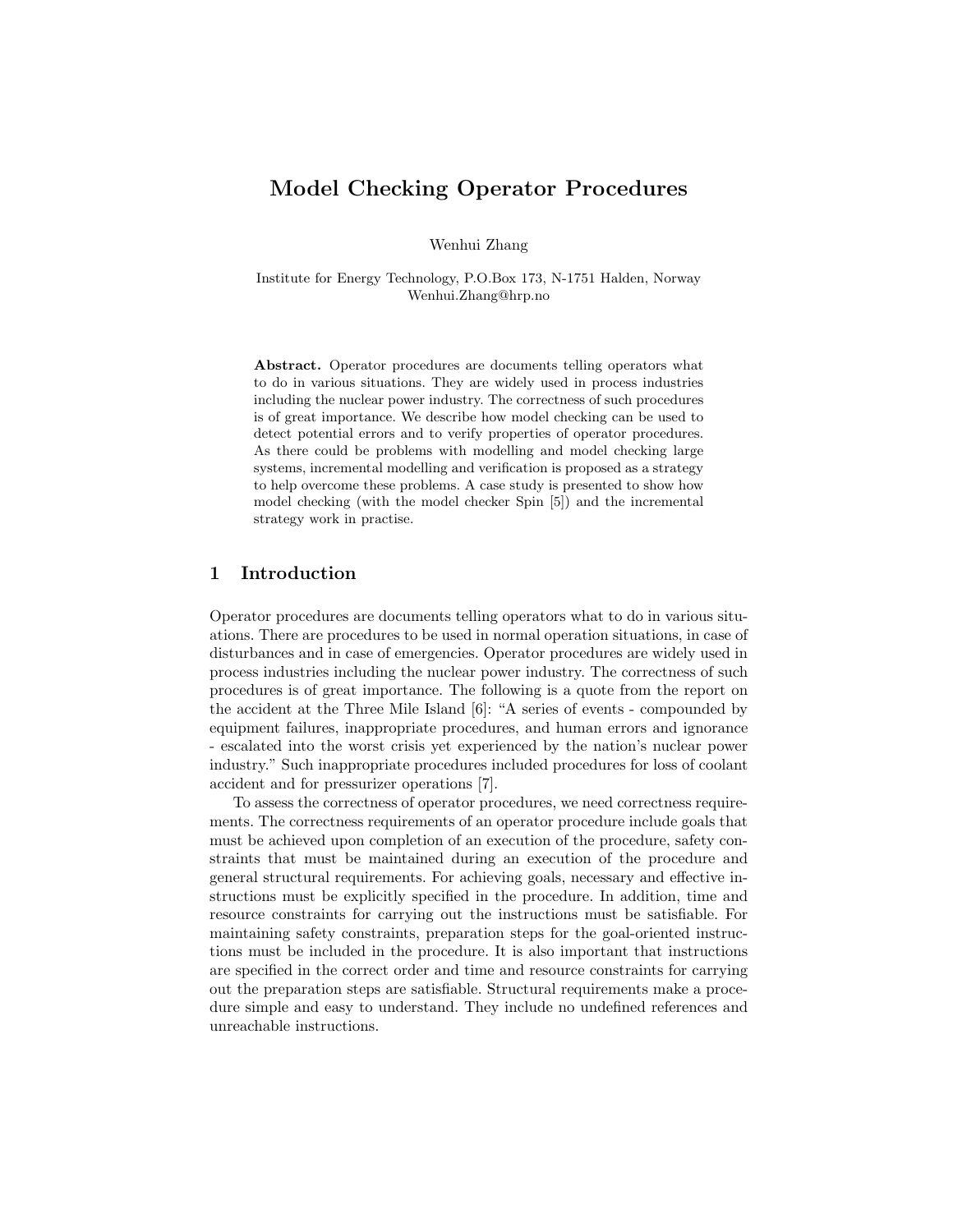# Model Checking Operator Procedures

Wenhui Zhang

Institute for Energy Technology, P.O.Box 173, N-1751 Halden, Norway
Wenhui.Zhang@hrp.no

**Abstract.** Operator procedures are documents telling operators what to do in various situations. They are widely used in process industries including the nuclear power industry. The correctness of such procedures is of great importance. We describe how model checking can be used to detect potential errors and to verify properties of operator procedures. As there could be problems with modelling and model checking large systems, incremental modelling and verification is proposed as a strategy to help overcome these problems. A case study is presented to show how model checking (with the model checker Spin [5]) and the incremental strategy work in practise.

## 1 Introduction

Operator procedures are documents telling operators what to do in various situations. There are procedures to be used in normal operation situations, in case of disturbances and in case of emergencies. Operator procedures are widely used in process industries including the nuclear power industry. The correctness of such procedures is of great importance. The following is a quote from the report on the accident at the Three Mile Island [6]: "A series of events - compounded by equipment failures, inappropriate procedures, and human errors and ignorance - escalated into the worst crisis yet experienced by the nation's nuclear power industry." Such inappropriate procedures included procedures for loss of coolant accident and for pressurizer operations [7].

To assess the correctness of operator procedures, we need correctness requirements. The correctness requirements of an operator procedure include goals that must be achieved upon completion of an execution of the procedure, safety constraints that must be maintained during an execution of the procedure and general structural requirements. For achieving goals, necessary and effective instructions must be explicitly specified in the procedure. In addition, time and resource constraints for carrying out the instructions must be satisfiable. For maintaining safety constraints, preparation steps for the goal-oriented instructions must be included in the procedure. It is also important that instructions are specified in the correct order and time and resource constraints for carrying out the preparation steps are satisfiable. Structural requirements make a procedure simple and easy to understand. They include no undefined references and unreachable instructions.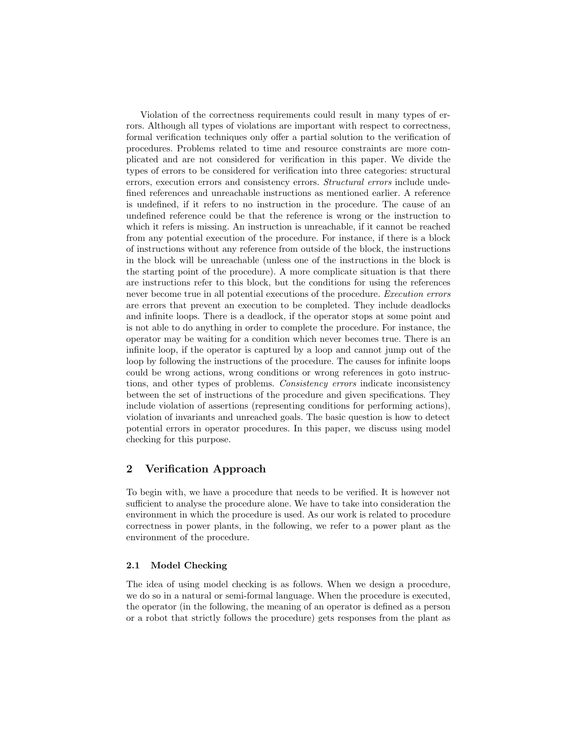Violation of the correctness requirements could result in many types of errors. Although all types of violations are important with respect to correctness, formal verification techniques only offer a partial solution to the verification of procedures. Problems related to time and resource constraints are more complicated and are not considered for verification in this paper. We divide the types of errors to be considered for verification into three categories: structural errors, execution errors and consistency errors. *Structural errors* include undefined references and unreachable instructions as mentioned earlier. A reference is undefined, if it refers to no instruction in the procedure. The cause of an undefined reference could be that the reference is wrong or the instruction to which it refers is missing. An instruction is unreachable, if it cannot be reached from any potential execution of the procedure. For instance, if there is a block of instructions without any reference from outside of the block, the instructions in the block will be unreachable (unless one of the instructions in the block is the starting point of the procedure). A more complicate situation is that there are instructions refer to this block, but the conditions for using the references never become true in all potential executions of the procedure. *Execution errors* are errors that prevent an execution to be completed. They include deadlocks and infinite loops. There is a deadlock, if the operator stops at some point and is not able to do anything in order to complete the procedure. For instance, the operator may be waiting for a condition which never becomes true. There is an infinite loop, if the operator is captured by a loop and cannot jump out of the loop by following the instructions of the procedure. The causes for infinite loops could be wrong actions, wrong conditions or wrong references in goto instructions, and other types of problems. *Consistency errors* indicate inconsistency between the set of instructions of the procedure and given specifications. They include violation of assertions (representing conditions for performing actions), violation of invariants and unreached goals. The basic question is how to detect potential errors in operator procedures. In this paper, we discuss using model checking for this purpose.

## 2 Verification Approach

To begin with, we have a procedure that needs to be verified. It is however not sufficient to analyse the procedure alone. We have to take into consideration the environment in which the procedure is used. As our work is related to procedure correctness in power plants, in the following, we refer to a power plant as the environment of the procedure.

### 2.1 Model Checking

The idea of using model checking is as follows. When we design a procedure, we do so in a natural or semi-formal language. When the procedure is executed, the operator (in the following, the meaning of an operator is defined as a person or a robot that strictly follows the procedure) gets responses from the plant as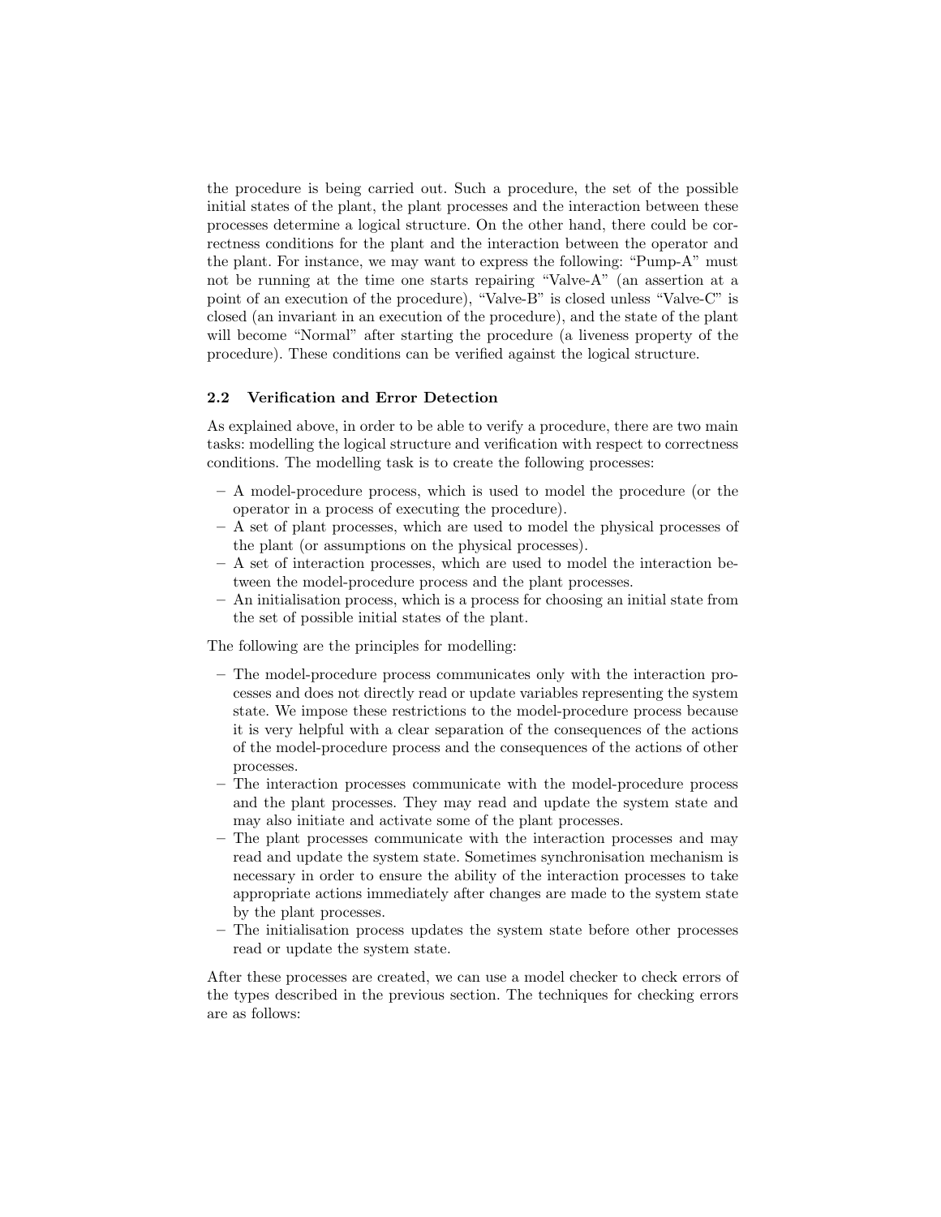the procedure is being carried out. Such a procedure, the set of the possible initial states of the plant, the plant processes and the interaction between these processes determine a logical structure. On the other hand, there could be correctness conditions for the plant and the interaction between the operator and the plant. For instance, we may want to express the following: "Pump-A" must not be running at the time one starts repairing "Valve-A" (an assertion at a point of an execution of the procedure), "Valve-B" is closed unless "Valve-C" is closed (an invariant in an execution of the procedure), and the state of the plant will become "Normal" after starting the procedure (a liveness property of the procedure). These conditions can be verified against the logical structure.

### 2.2 Verification and Error Detection

As explained above, in order to be able to verify a procedure, there are two main tasks: modelling the logical structure and verification with respect to correctness conditions. The modelling task is to create the following processes:

- A model-procedure process, which is used to model the procedure (or the operator in a process of executing the procedure).
- A set of plant processes, which are used to model the physical processes of the plant (or assumptions on the physical processes).
- A set of interaction processes, which are used to model the interaction between the model-procedure process and the plant processes.
- An initialisation process, which is a process for choosing an initial state from the set of possible initial states of the plant.

The following are the principles for modelling:

- The model-procedure process communicates only with the interaction processes and does not directly read or update variables representing the system state. We impose these restrictions to the model-procedure process because it is very helpful with a clear separation of the consequences of the actions of the model-procedure process and the consequences of the actions of other processes.
- The interaction processes communicate with the model-procedure process and the plant processes. They may read and update the system state and may also initiate and activate some of the plant processes.
- The plant processes communicate with the interaction processes and may read and update the system state. Sometimes synchronisation mechanism is necessary in order to ensure the ability of the interaction processes to take appropriate actions immediately after changes are made to the system state by the plant processes.
- The initialisation process updates the system state before other processes read or update the system state.

After these processes are created, we can use a model checker to check errors of the types described in the previous section. The techniques for checking errors are as follows: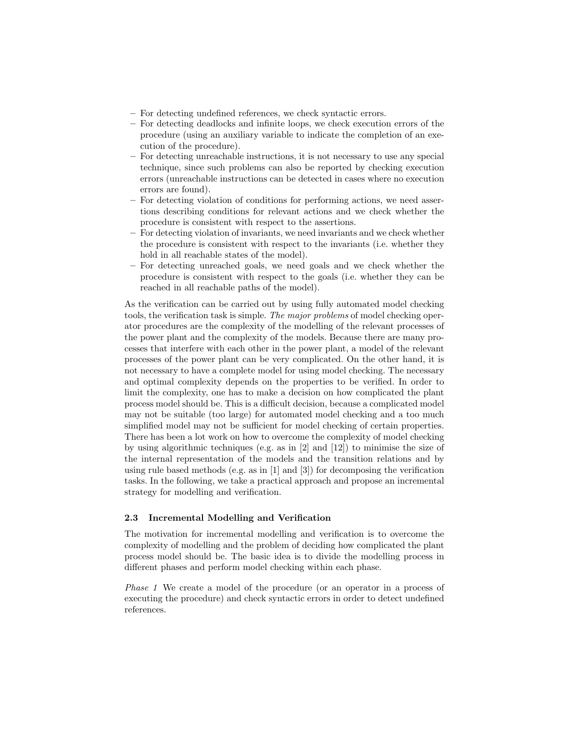- For detecting undefined references, we check syntactic errors.
- For detecting deadlocks and infinite loops, we check execution errors of the procedure (using an auxiliary variable to indicate the completion of an execution of the procedure).
- For detecting unreachable instructions, it is not necessary to use any special technique, since such problems can also be reported by checking execution errors (unreachable instructions can be detected in cases where no execution errors are found).
- For detecting violation of conditions for performing actions, we need assertions describing conditions for relevant actions and we check whether the procedure is consistent with respect to the assertions.
- For detecting violation of invariants, we need invariants and we check whether the procedure is consistent with respect to the invariants (i.e. whether they hold in all reachable states of the model).
- For detecting unreached goals, we need goals and we check whether the procedure is consistent with respect to the goals (i.e. whether they can be reached in all reachable paths of the model).

As the verification can be carried out by using fully automated model checking tools, the verification task is simple. *The major problems* of model checking operator procedures are the complexity of the modelling of the relevant processes of the power plant and the complexity of the models. Because there are many processes that interfere with each other in the power plant, a model of the relevant processes of the power plant can be very complicated. On the other hand, it is not necessary to have a complete model for using model checking. The necessary and optimal complexity depends on the properties to be verified. In order to limit the complexity, one has to make a decision on how complicated the plant process model should be. This is a difficult decision, because a complicated model may not be suitable (too large) for automated model checking and a too much simplified model may not be sufficient for model checking of certain properties. There has been a lot work on how to overcome the complexity of model checking by using algorithmic techniques (e.g. as in [2] and [12]) to minimise the size of the internal representation of the models and the transition relations and by using rule based methods (e.g. as in [1] and [3]) for decomposing the verification tasks. In the following, we take a practical approach and propose an incremental strategy for modelling and verification.

### 2.3 Incremental Modelling and Verification

The motivation for incremental modelling and verification is to overcome the complexity of modelling and the problem of deciding how complicated the plant process model should be. The basic idea is to divide the modelling process in different phases and perform model checking within each phase.

*Phase 1* We create a model of the procedure (or an operator in a process of executing the procedure) and check syntactic errors in order to detect undefined references.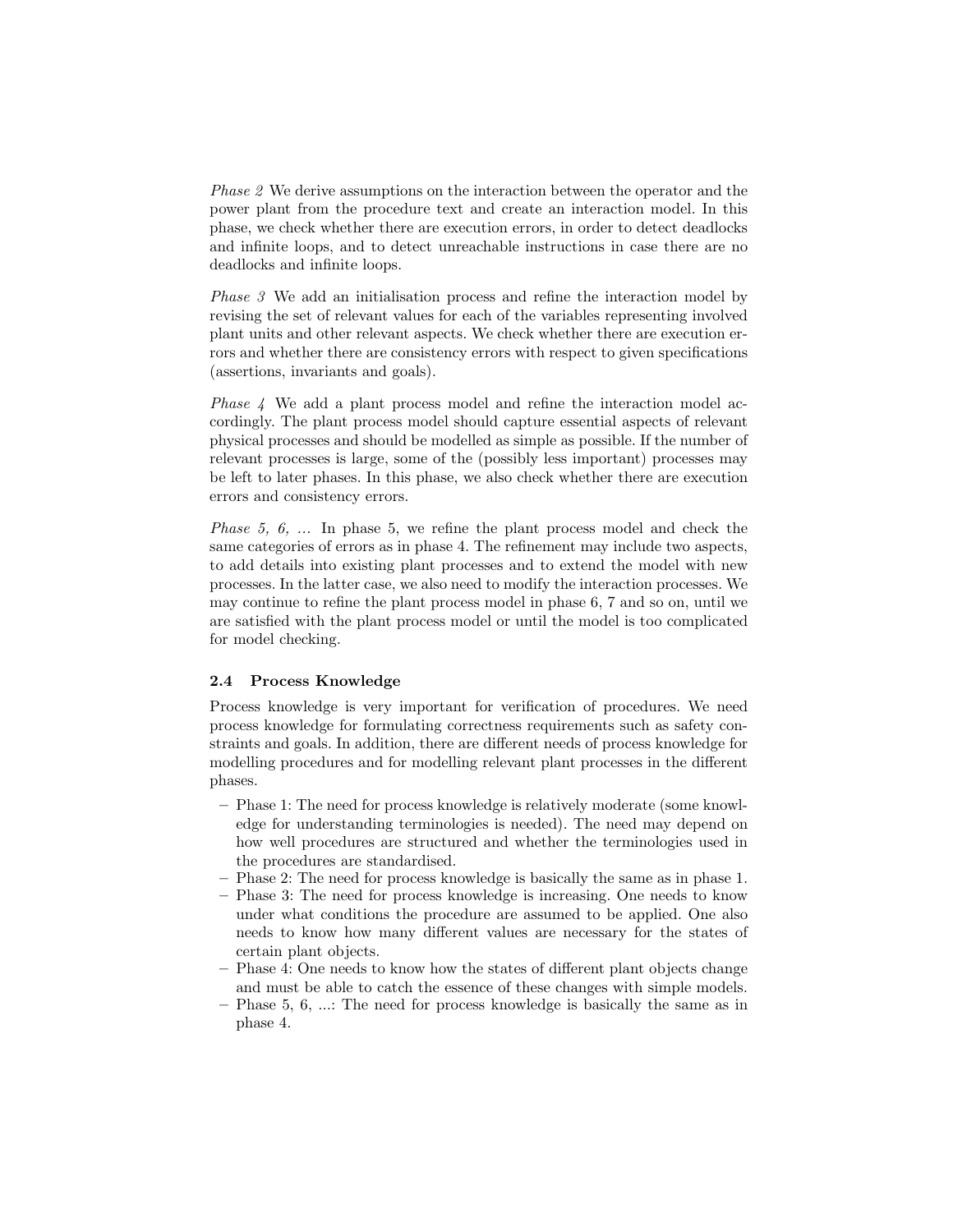*Phase 2* We derive assumptions on the interaction between the operator and the power plant from the procedure text and create an interaction model. In this phase, we check whether there are execution errors, in order to detect deadlocks and infinite loops, and to detect unreachable instructions in case there are no deadlocks and infinite loops.

*Phase 3* We add an initialisation process and refine the interaction model by revising the set of relevant values for each of the variables representing involved plant units and other relevant aspects. We check whether there are execution errors and whether there are consistency errors with respect to given specifications (assertions, invariants and goals).

*Phase 4* We add a plant process model and refine the interaction model accordingly. The plant process model should capture essential aspects of relevant physical processes and should be modelled as simple as possible. If the number of relevant processes is large, some of the (possibly less important) processes may be left to later phases. In this phase, we also check whether there are execution errors and consistency errors.

*Phase 5, 6, ...* In phase 5, we refine the plant process model and check the same categories of errors as in phase 4. The refinement may include two aspects, to add details into existing plant processes and to extend the model with new processes. In the latter case, we also need to modify the interaction processes. We may continue to refine the plant process model in phase 6, 7 and so on, until we are satisfied with the plant process model or until the model is too complicated for model checking.

### 2.4 Process Knowledge

Process knowledge is very important for verification of procedures. We need process knowledge for formulating correctness requirements such as safety constraints and goals. In addition, there are different needs of process knowledge for modelling procedures and for modelling relevant plant processes in the different phases.

- Phase 1: The need for process knowledge is relatively moderate (some knowledge for understanding terminologies is needed). The need may depend on how well procedures are structured and whether the terminologies used in the procedures are standardised.
- Phase 2: The need for process knowledge is basically the same as in phase 1.
- Phase 3: The need for process knowledge is increasing. One needs to know under what conditions the procedure are assumed to be applied. One also needs to know how many different values are necessary for the states of certain plant objects.
- Phase 4: One needs to know how the states of different plant objects change and must be able to catch the essence of these changes with simple models.
- Phase 5, 6, ...: The need for process knowledge is basically the same as in phase 4.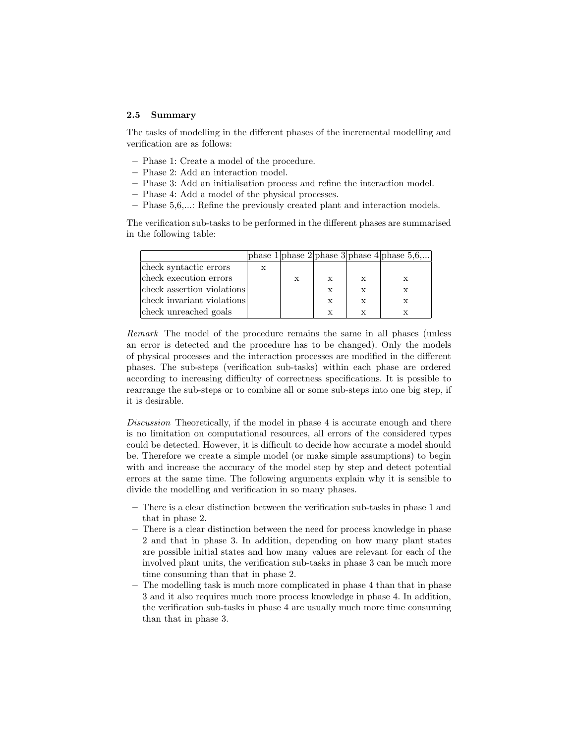### 2.5 Summary

The tasks of modelling in the different phases of the incremental modelling and verification are as follows:

– Phase 1: Create a model of the procedure.
– Phase 2: Add an interaction model.
– Phase 3: Add an initialisation process and refine the interaction model.
– Phase 4: Add a model of the physical processes.
– Phase 5,6,...: Refine the previously created plant and interaction models.

The verification sub-tasks to be performed in the different phases are summarised in the following table:

| | phase 1 | phase 2 | phase 3 | phase 4 | phase 5,6,... |
|---|---|---|---|---|---|
| check syntactic errors | x | | | | |
| check execution errors | | x | x | x | x |
| check assertion violations | | | x | x | x |
| check invariant violations | | | x | x | x |
| check unreached goals | | | x | x | x |

*Remark* The model of the procedure remains the same in all phases (unless an error is detected and the procedure has to be changed). Only the models of physical processes and the interaction processes are modified in the different phases. The sub-steps (verification sub-tasks) within each phase are ordered according to increasing difficulty of correctness specifications. It is possible to rearrange the sub-steps or to combine all or some sub-steps into one big step, if it is desirable.

*Discussion* Theoretically, if the model in phase 4 is accurate enough and there is no limitation on computational resources, all errors of the considered types could be detected. However, it is difficult to decide how accurate a model should be. Therefore we create a simple model (or make simple assumptions) to begin with and increase the accuracy of the model step by step and detect potential errors at the same time. The following arguments explain why it is sensible to divide the modelling and verification in so many phases.

– There is a clear distinction between the verification sub-tasks in phase 1 and that in phase 2.
– There is a clear distinction between the need for process knowledge in phase 2 and that in phase 3. In addition, depending on how many plant states are possible initial states and how many values are relevant for each of the involved plant units, the verification sub-tasks in phase 3 can be much more time consuming than that in phase 2.
– The modelling task is much more complicated in phase 4 than that in phase 3 and it also requires much more process knowledge in phase 4. In addition, the verification sub-tasks in phase 4 are usually much more time consuming than that in phase 3.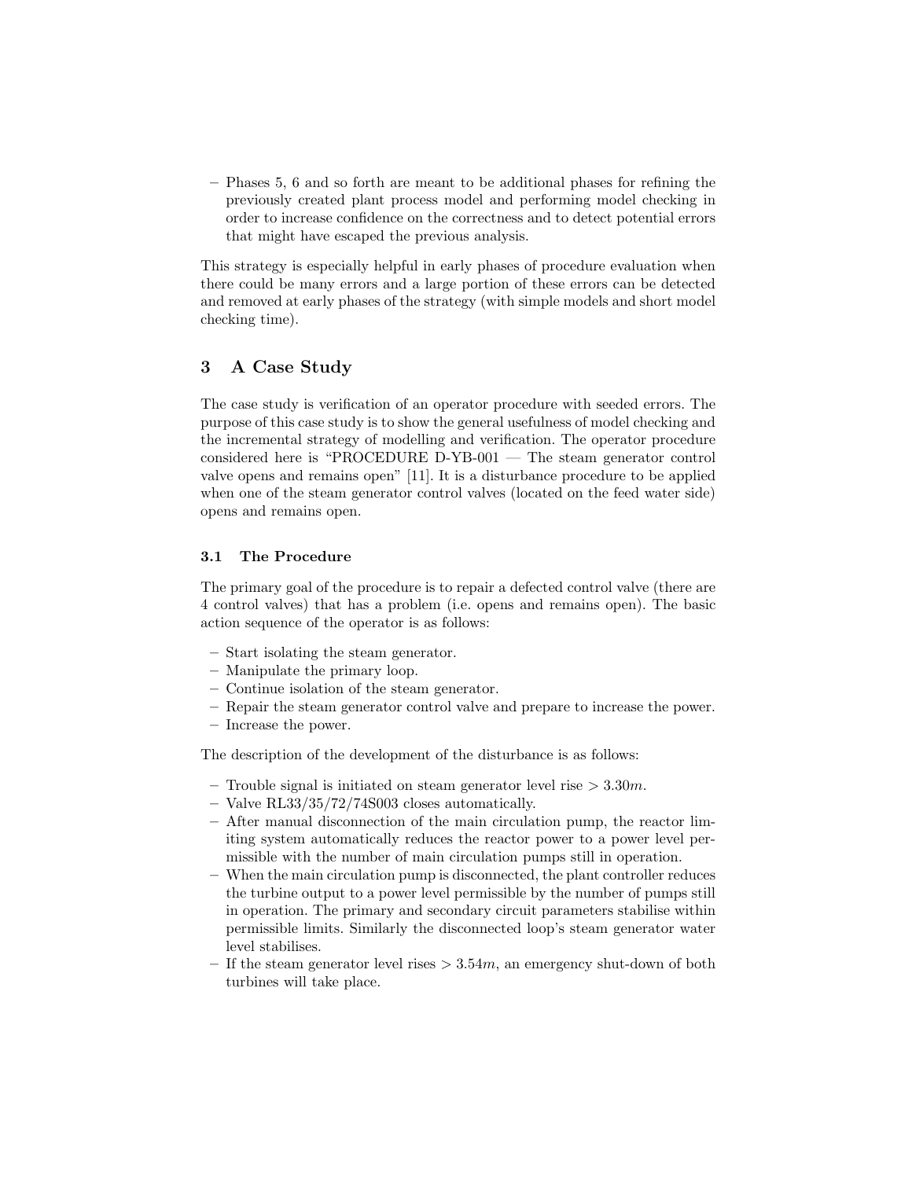– Phases 5, 6 and so forth are meant to be additional phases for refining the previously created plant process model and performing model checking in order to increase confidence on the correctness and to detect potential errors that might have escaped the previous analysis.

This strategy is especially helpful in early phases of procedure evaluation when there could be many errors and a large portion of these errors can be detected and removed at early phases of the strategy (with simple models and short model checking time).

## 3 A Case Study

The case study is verification of an operator procedure with seeded errors. The purpose of this case study is to show the general usefulness of model checking and the incremental strategy of modelling and verification. The operator procedure considered here is "PROCEDURE D-YB-001 — The steam generator control valve opens and remains open" [11]. It is a disturbance procedure to be applied when one of the steam generator control valves (located on the feed water side) opens and remains open.

### 3.1 The Procedure

The primary goal of the procedure is to repair a defected control valve (there are 4 control valves) that has a problem (i.e. opens and remains open). The basic action sequence of the operator is as follows:

- Start isolating the steam generator.
- Manipulate the primary loop.
- Continue isolation of the steam generator.
- Repair the steam generator control valve and prepare to increase the power.
- Increase the power.

The description of the development of the disturbance is as follows:

- Trouble signal is initiated on steam generator level rise $> 3.30m$.
- Valve RL33/35/72/74S003 closes automatically.
- After manual disconnection of the main circulation pump, the reactor limiting system automatically reduces the reactor power to a power level permissible with the number of main circulation pumps still in operation.
- When the main circulation pump is disconnected, the plant controller reduces the turbine output to a power level permissible by the number of pumps still in operation. The primary and secondary circuit parameters stabilise within permissible limits. Similarly the disconnected loop's steam generator water level stabilises.
- If the steam generator level rises $> 3.54m$, an emergency shut-down of both turbines will take place.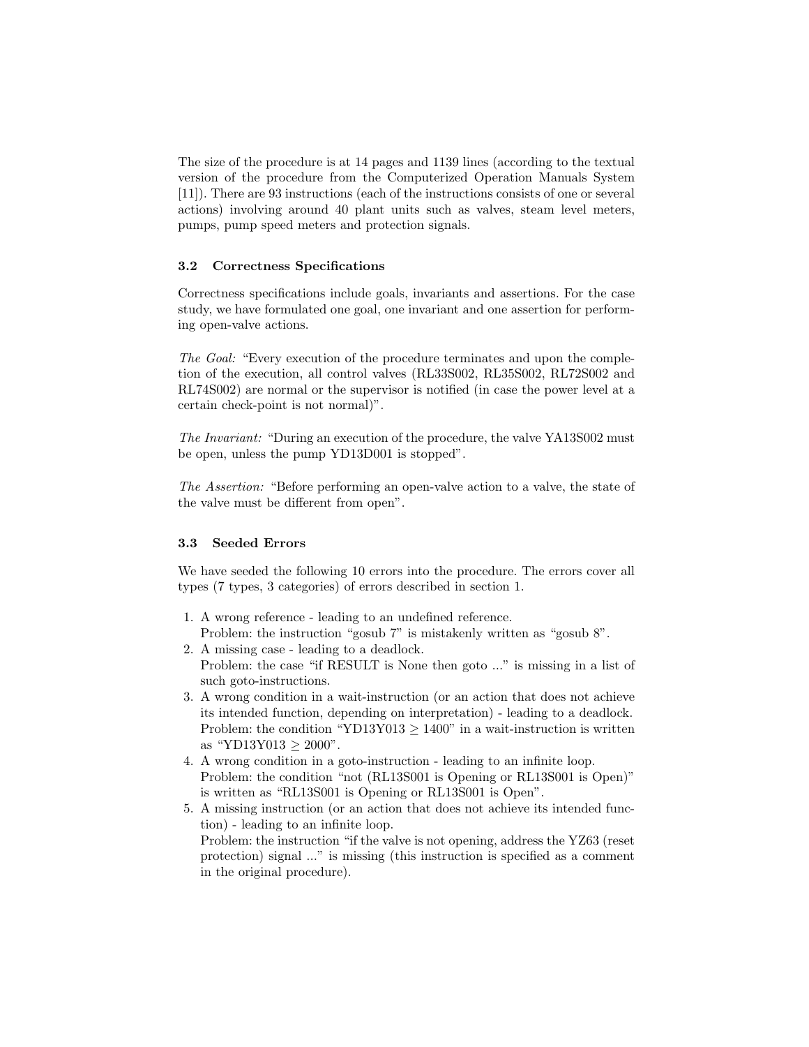The size of the procedure is at 14 pages and 1139 lines (according to the textual version of the procedure from the Computerized Operation Manuals System [11]). There are 93 instructions (each of the instructions consists of one or several actions) involving around 40 plant units such as valves, steam level meters, pumps, pump speed meters and protection signals.

### 3.2 Correctness Specifications

Correctness specifications include goals, invariants and assertions. For the case study, we have formulated one goal, one invariant and one assertion for performing open-valve actions.

*The Goal:* “Every execution of the procedure terminates and upon the completion of the execution, all control valves (RL33S002, RL35S002, RL72S002 and RL74S002) are normal or the supervisor is notified (in case the power level at a certain check-point is not normal)”.

*The Invariant:* “During an execution of the procedure, the valve YA13S002 must be open, unless the pump YD13D001 is stopped”.

*The Assertion:* “Before performing an open-valve action to a valve, the state of the valve must be different from open”.

### 3.3 Seeded Errors

We have seeded the following 10 errors into the procedure. The errors cover all types (7 types, 3 categories) of errors described in section 1.

1. A wrong reference - leading to an undefined reference.
   Problem: the instruction “gosub 7” is mistakenly written as “gosub 8”.
2. A missing case - leading to a deadlock.
   Problem: the case “if RESULT is None then goto ...” is missing in a list of such goto-instructions.
3. A wrong condition in a wait-instruction (or an action that does not achieve its intended function, depending on interpretation) - leading to a deadlock.
   Problem: the condition “YD13Y013 $\geq$ 1400” in a wait-instruction is written as “YD13Y013 $\geq$ 2000”.
4. A wrong condition in a goto-instruction - leading to an infinite loop.
   Problem: the condition “not (RL13S001 is Opening or RL13S001 is Open)” is written as “RL13S001 is Opening or RL13S001 is Open”.
5. A missing instruction (or an action that does not achieve its intended function) - leading to an infinite loop.
   Problem: the instruction “if the valve is not opening, address the YZ63 (reset protection) signal ...” is missing (this instruction is specified as a comment in the original procedure).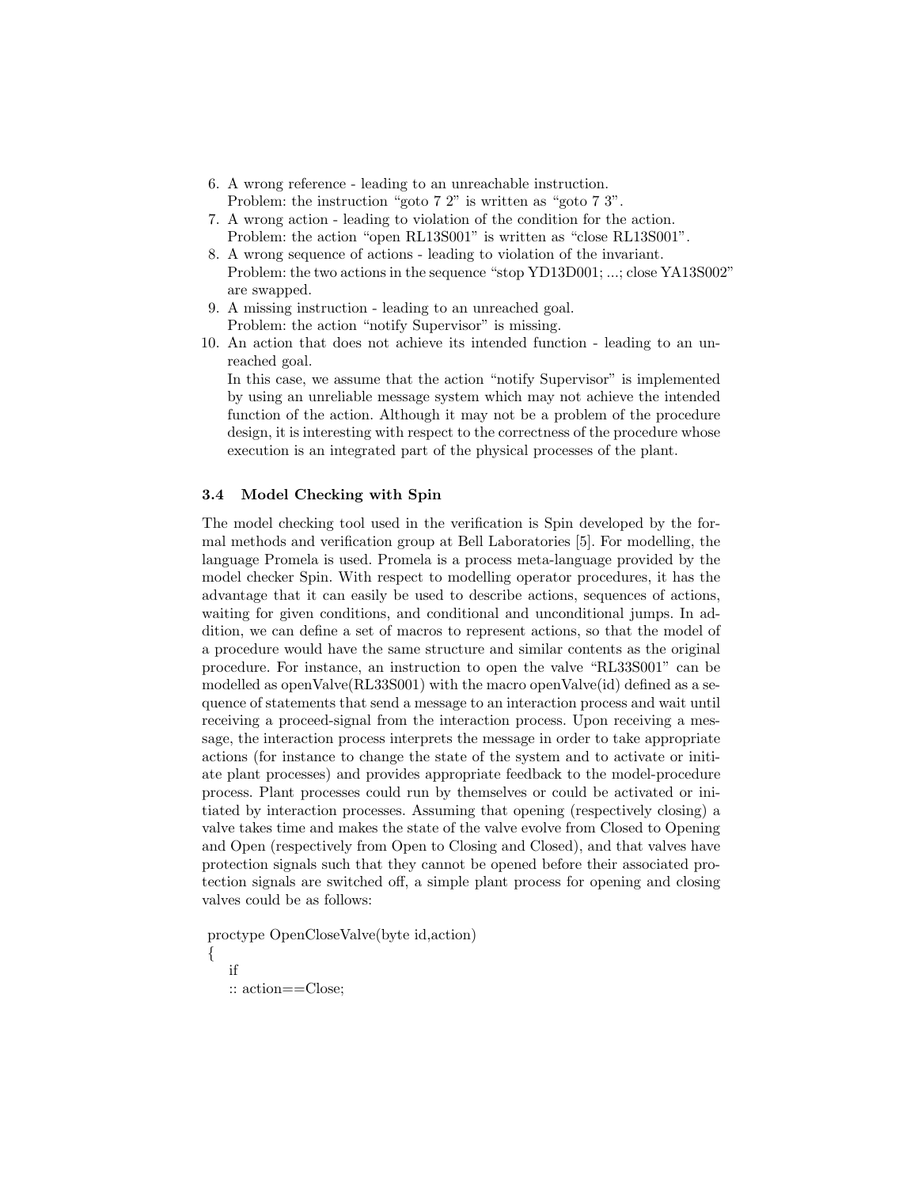6. A wrong reference - leading to an unreachable instruction.
   Problem: the instruction "goto 7 2" is written as "goto 7 3".
7. A wrong action - leading to violation of the condition for the action.
   Problem: the action "open RL13S001" is written as "close RL13S001".
8. A wrong sequence of actions - leading to violation of the invariant.
   Problem: the two actions in the sequence "stop YD13D001; ...; close YA13S002" are swapped.
9. A missing instruction - leading to an unreached goal.
   Problem: the action "notify Supervisor" is missing.
10. An action that does not achieve its intended function - leading to an unreached goal.
    In this case, we assume that the action "notify Supervisor" is implemented by using an unreliable message system which may not achieve the intended function of the action. Although it may not be a problem of the procedure design, it is interesting with respect to the correctness of the procedure whose execution is an integrated part of the physical processes of the plant.

### 3.4 Model Checking with Spin

The model checking tool used in the verification is Spin developed by the formal methods and verification group at Bell Laboratories [5]. For modelling, the language Promela is used. Promela is a process meta-language provided by the model checker Spin. With respect to modelling operator procedures, it has the advantage that it can easily be used to describe actions, sequences of actions, waiting for given conditions, and conditional and unconditional jumps. In addition, we can define a set of macros to represent actions, so that the model of a procedure would have the same structure and similar contents as the original procedure. For instance, an instruction to open the valve "RL33S001" can be modelled as openValve(RL33S001) with the macro openValve(id) defined as a sequence of statements that send a message to an interaction process and wait until receiving a proceed-signal from the interaction process. Upon receiving a message, the interaction process interprets the message in order to take appropriate actions (for instance to change the state of the system and to activate or initiate plant processes) and provides appropriate feedback to the model-procedure process. Plant processes could run by themselves or could be activated or initiated by interaction processes. Assuming that opening (respectively closing) a valve takes time and makes the state of the valve evolve from Closed to Opening and Open (respectively from Open to Closing and Closed), and that valves have protection signals such that they cannot be opened before their associated protection signals are switched off, a simple plant process for opening and closing valves could be as follows:

```
proctype OpenCloseValve(byte id,action)
{
   if
   :: action==Close;
```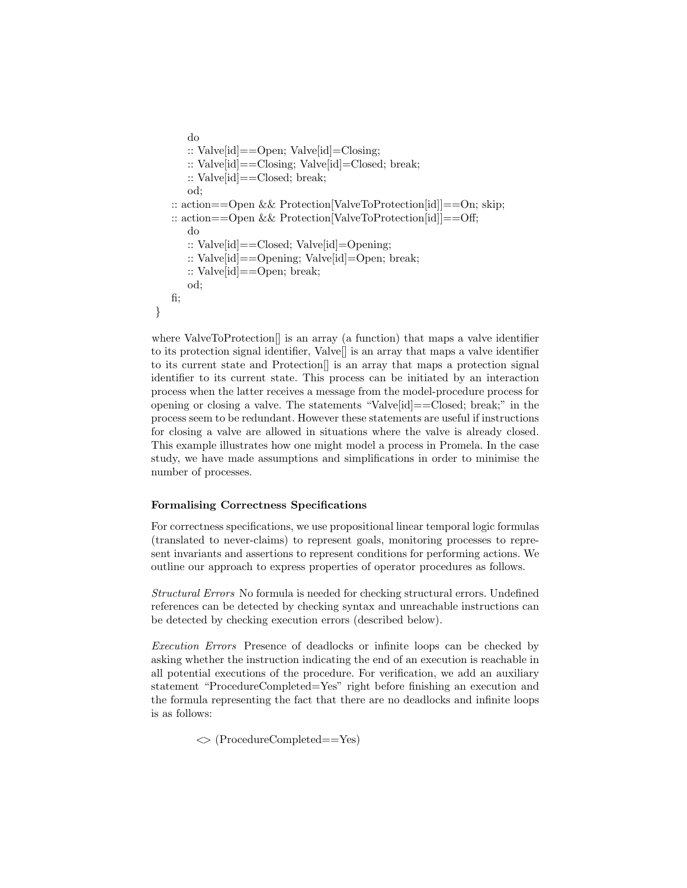```
        do
        :: Valve[id]==Open; Valve[id]=Closing;
        :: Valve[id]==Closing; Valve[id]=Closed; break;
        :: Valve[id]==Closed; break;
        od;
    :: action==Open && Protection[ValveToProtection[id]]==On; skip;
    :: action==Open && Protection[ValveToProtection[id]]==Off;
        do
        :: Valve[id]==Closed; Valve[id]=Opening;
        :: Valve[id]==Opening; Valve[id]=Open; break;
        :: Valve[id]==Open; break;
        od;
    fi;
}
```

where ValveToProtection[] is an array (a function) that maps a valve identifier to its protection signal identifier, Valve[] is an array that maps a valve identifier to its current state and Protection[] is an array that maps a protection signal identifier to its current state. This process can be initiated by an interaction process when the latter receives a message from the model-procedure process for opening or closing a valve. The statements "Valve[id]==Closed; break;" in the process seem to be redundant. However these statements are useful if instructions for closing a valve are allowed in situations where the valve is already closed. This example illustrates how one might model a process in Promela. In the case study, we have made assumptions and simplifications in order to minimise the number of processes.

### Formalising Correctness Specifications

For correctness specifications, we use propositional linear temporal logic formulas (translated to never-claims) to represent goals, monitoring processes to represent invariants and assertions to represent conditions for performing actions. We outline our approach to express properties of operator procedures as follows.

*Structural Errors* No formula is needed for checking structural errors. Undefined references can be detected by checking syntax and unreachable instructions can be detected by checking execution errors (described below).

*Execution Errors* Presence of deadlocks or infinite loops can be checked by asking whether the instruction indicating the end of an execution is reachable in all potential executions of the procedure. For verification, we add an auxiliary statement "ProcedureCompleted=Yes" right before finishing an execution and the formula representing the fact that there are no deadlocks and infinite loops is as follows:

```
<> (ProcedureCompleted==Yes)
```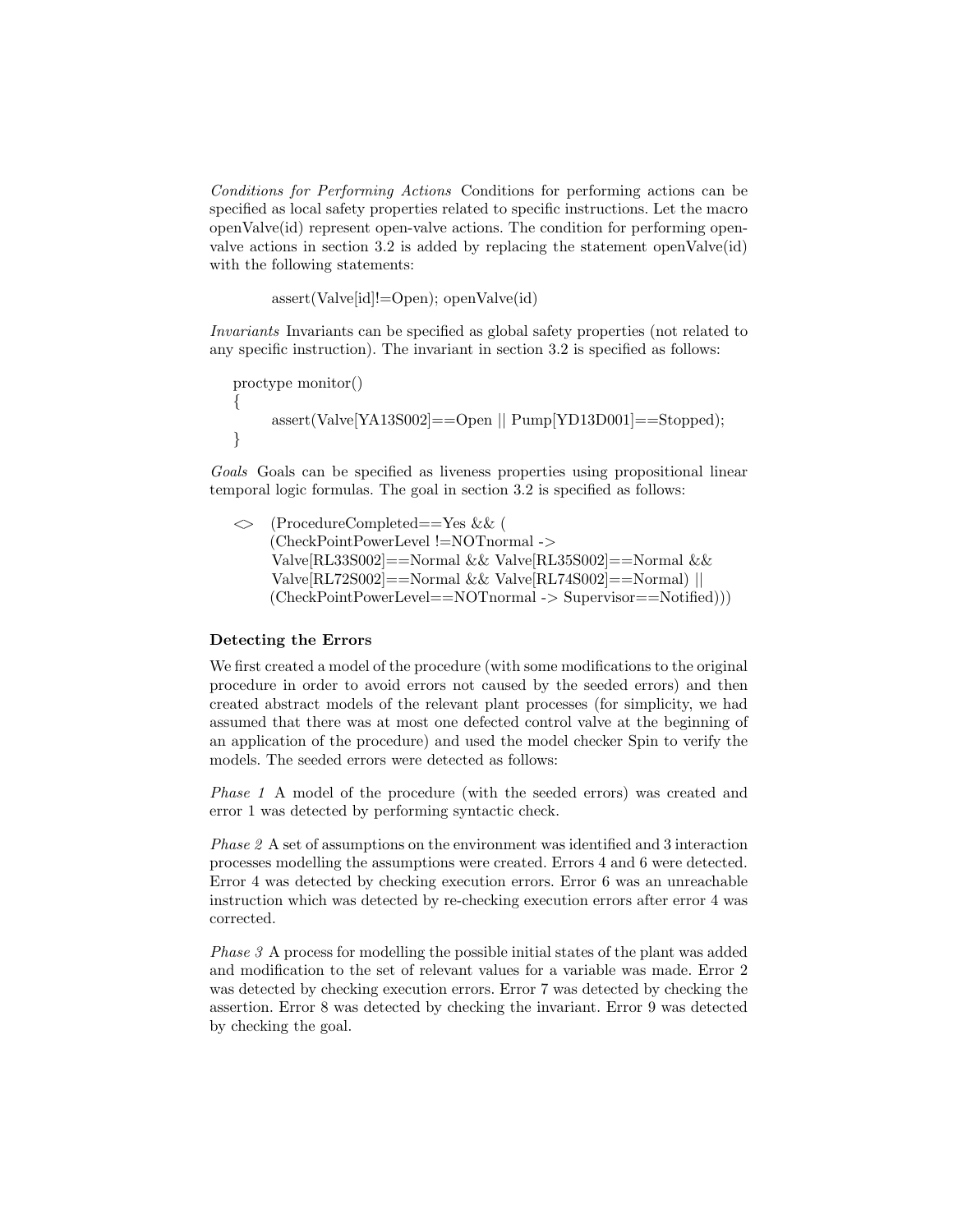*Conditions for Performing Actions* Conditions for performing actions can be specified as local safety properties related to specific instructions. Let the macro openValve(id) represent open-valve actions. The condition for performing open-valve actions in section 3.2 is added by replacing the statement openValve(id) with the following statements:

```
assert(Valve[id]!=Open); openValve(id)
```

*Invariants* Invariants can be specified as global safety properties (not related to any specific instruction). The invariant in section 3.2 is specified as follows:

```
proctype monitor()
{
    assert(Valve[YA13S002]==Open || Pump[YD13D001]==Stopped);
}
```

*Goals* Goals can be specified as liveness properties using propositional linear temporal logic formulas. The goal in section 3.2 is specified as follows:

```
<>  (ProcedureCompleted==Yes && (
    (CheckPointPowerLevel !=NOTnormal ->
     Valve[RL33S002]==Normal && Valve[RL35S002]==Normal &&
     Valve[RL72S002]==Normal && Valve[RL74S002]==Normal) ||
    (CheckPointPowerLevel==NOTnormal -> Supervisor==Notified)))
```

**Detecting the Errors**

We first created a model of the procedure (with some modifications to the original procedure in order to avoid errors not caused by the seeded errors) and then created abstract models of the relevant plant processes (for simplicity, we had assumed that there was at most one defected control valve at the beginning of an application of the procedure) and used the model checker Spin to verify the models. The seeded errors were detected as follows:

*Phase 1* A model of the procedure (with the seeded errors) was created and error 1 was detected by performing syntactic check.

*Phase 2* A set of assumptions on the environment was identified and 3 interaction processes modelling the assumptions were created. Errors 4 and 6 were detected. Error 4 was detected by checking execution errors. Error 6 was an unreachable instruction which was detected by re-checking execution errors after error 4 was corrected.

*Phase 3* A process for modelling the possible initial states of the plant was added and modification to the set of relevant values for a variable was made. Error 2 was detected by checking execution errors. Error 7 was detected by checking the assertion. Error 8 was detected by checking the invariant. Error 9 was detected by checking the goal.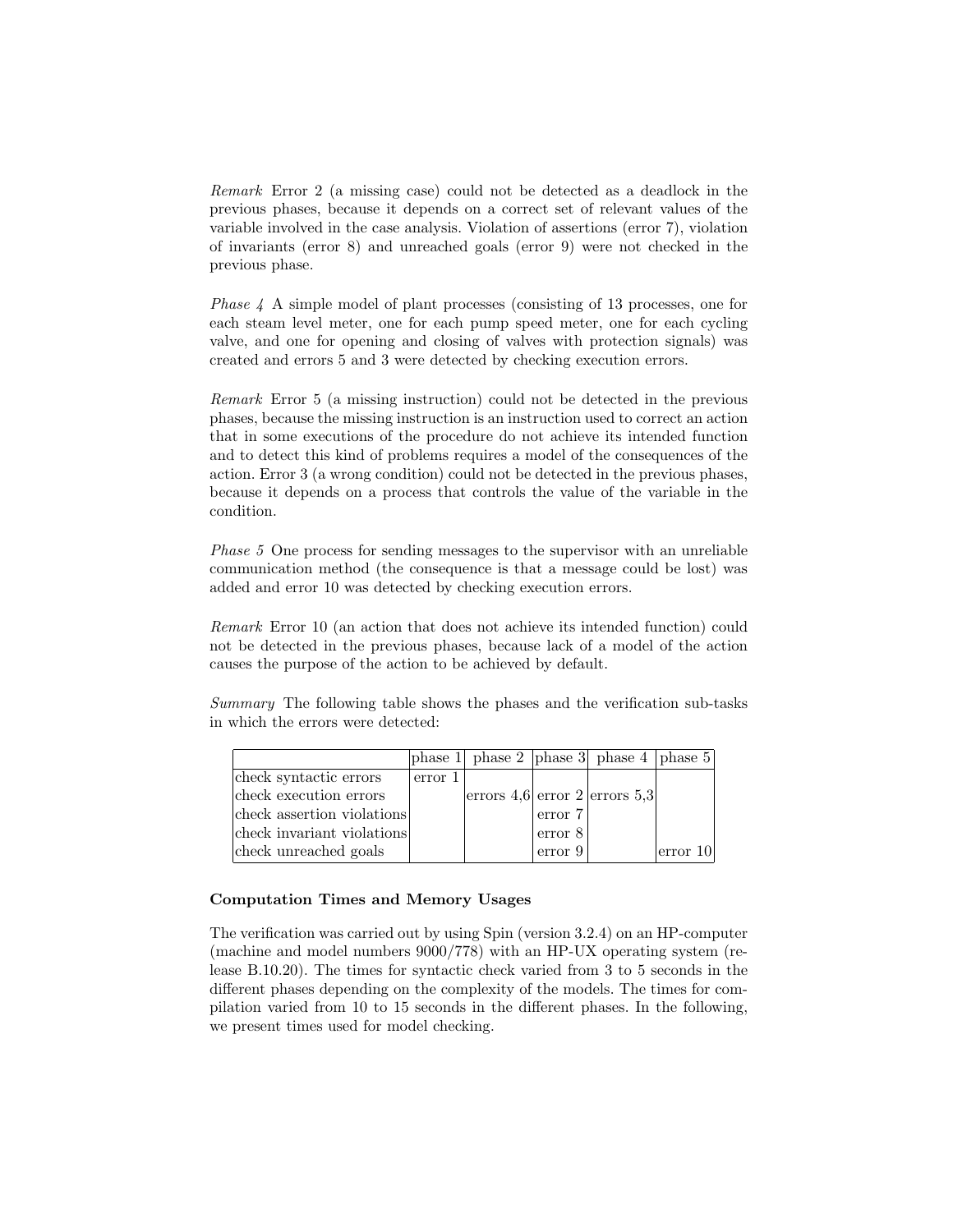*Remark* Error 2 (a missing case) could not be detected as a deadlock in the previous phases, because it depends on a correct set of relevant values of the variable involved in the case analysis. Violation of assertions (error 7), violation of invariants (error 8) and unreached goals (error 9) were not checked in the previous phase.

*Phase 4* A simple model of plant processes (consisting of 13 processes, one for each steam level meter, one for each pump speed meter, one for each cycling valve, and one for opening and closing of valves with protection signals) was created and errors 5 and 3 were detected by checking execution errors.

*Remark* Error 5 (a missing instruction) could not be detected in the previous phases, because the missing instruction is an instruction used to correct an action that in some executions of the procedure do not achieve its intended function and to detect this kind of problems requires a model of the consequences of the action. Error 3 (a wrong condition) could not be detected in the previous phases, because it depends on a process that controls the value of the variable in the condition.

*Phase 5* One process for sending messages to the supervisor with an unreliable communication method (the consequence is that a message could be lost) was added and error 10 was detected by checking execution errors.

*Remark* Error 10 (an action that does not achieve its intended function) could not be detected in the previous phases, because lack of a model of the action causes the purpose of the action to be achieved by default.

*Summary* The following table shows the phases and the verification sub-tasks in which the errors were detected:

| | phase 1 | phase 2 | phase 3 | phase 4 | phase 5 |
|---|---|---|---|---|---|
| check syntactic errors | error 1 | | | | |
| check execution errors | | errors 4,6 | error 2 | errors 5,3 | |
| check assertion violations | | | error 7 | | |
| check invariant violations | | | error 8 | | |
| check unreached goals | | | error 9 | | error 10 |

**Computation Times and Memory Usages**

The verification was carried out by using Spin (version 3.2.4) on an HP-computer (machine and model numbers 9000/778) with an HP-UX operating system (release B.10.20). The times for syntactic check varied from 3 to 5 seconds in the different phases depending on the complexity of the models. The times for compilation varied from 10 to 15 seconds in the different phases. In the following, we present times used for model checking.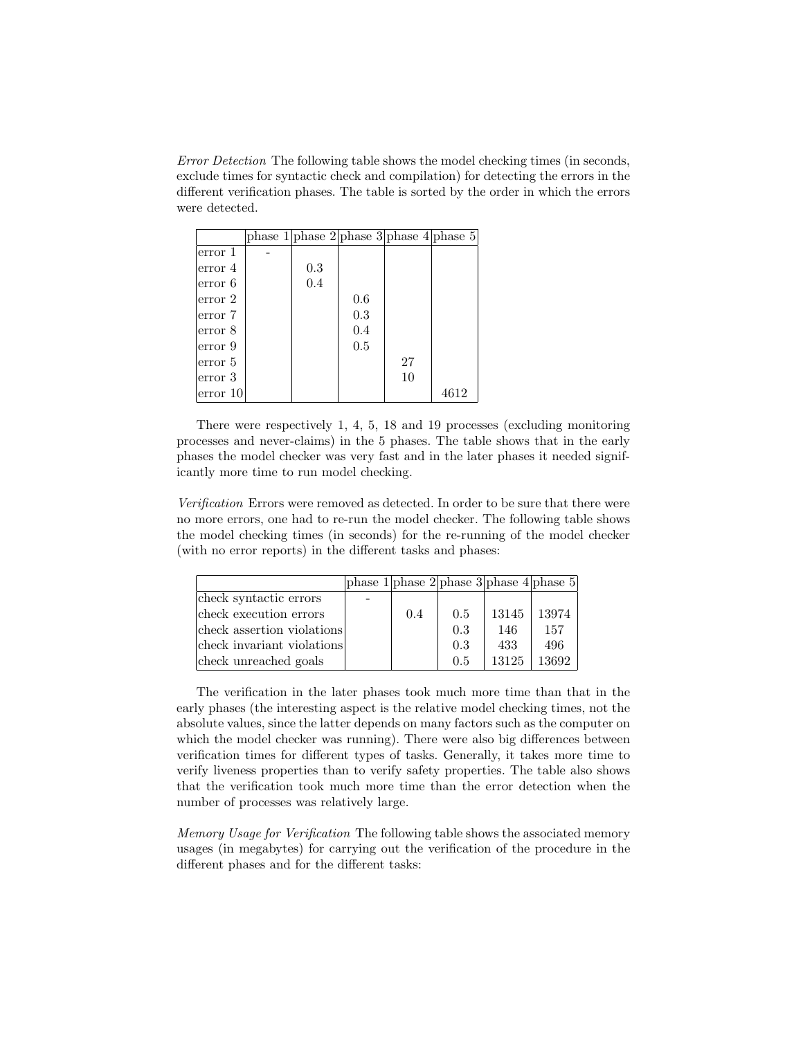*Error Detection* The following table shows the model checking times (in seconds, exclude times for syntactic check and compilation) for detecting the errors in the different verification phases. The table is sorted by the order in which the errors were detected.

| | phase 1 | phase 2 | phase 3 | phase 4 | phase 5 |
|---|---|---|---|---|---|
| error 1 | - | | | | |
| error 4 | | 0.3 | | | |
| error 6 | | 0.4 | | | |
| error 2 | | | 0.6 | | |
| error 7 | | | 0.3 | | |
| error 8 | | | 0.4 | | |
| error 9 | | | 0.5 | | |
| error 5 | | | | 27 | |
| error 3 | | | | 10 | |
| error 10 | | | | | 4612 |

There were respectively 1, 4, 5, 18 and 19 processes (excluding monitoring processes and never-claims) in the 5 phases. The table shows that in the early phases the model checker was very fast and in the later phases it needed significantly more time to run model checking.

*Verification* Errors were removed as detected. In order to be sure that there were no more errors, one had to re-run the model checker. The following table shows the model checking times (in seconds) for the re-running of the model checker (with no error reports) in the different tasks and phases:

| | phase 1 | phase 2 | phase 3 | phase 4 | phase 5 |
|---|---|---|---|---|---|
| check syntactic errors | - | | | | |
| check execution errors | | 0.4 | 0.5 | 13145 | 13974 |
| check assertion violations | | | 0.3 | 146 | 157 |
| check invariant violations | | | 0.3 | 433 | 496 |
| check unreached goals | | | 0.5 | 13125 | 13692 |

The verification in the later phases took much more time than that in the early phases (the interesting aspect is the relative model checking times, not the absolute values, since the latter depends on many factors such as the computer on which the model checker was running). There were also big differences between verification times for different types of tasks. Generally, it takes more time to verify liveness properties than to verify safety properties. The table also shows that the verification took much more time than the error detection when the number of processes was relatively large.

*Memory Usage for Verification* The following table shows the associated memory usages (in megabytes) for carrying out the verification of the procedure in the different phases and for the different tasks: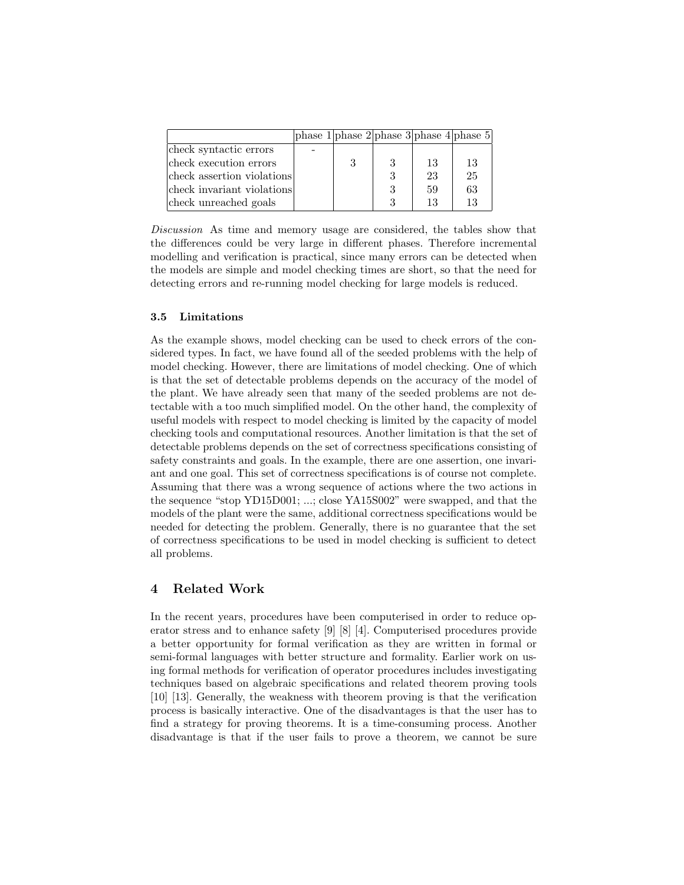| | phase 1 | phase 2 | phase 3 | phase 4 | phase 5 |
|---|---|---|---|---|---|
| check syntactic errors | - | | | | |
| check execution errors | | 3 | 3 | 13 | 13 |
| check assertion violations | | | 3 | 23 | 25 |
| check invariant violations | | | 3 | 59 | 63 |
| check unreached goals | | | 3 | 13 | 13 |

*Discussion* As time and memory usage are considered, the tables show that the differences could be very large in different phases. Therefore incremental modelling and verification is practical, since many errors can be detected when the models are simple and model checking times are short, so that the need for detecting errors and re-running model checking for large models is reduced.

### 3.5 Limitations

As the example shows, model checking can be used to check errors of the considered types. In fact, we have found all of the seeded problems with the help of model checking. However, there are limitations of model checking. One of which is that the set of detectable problems depends on the accuracy of the model of the plant. We have already seen that many of the seeded problems are not detectable with a too much simplified model. On the other hand, the complexity of useful models with respect to model checking is limited by the capacity of model checking tools and computational resources. Another limitation is that the set of detectable problems depends on the set of correctness specifications consisting of safety constraints and goals. In the example, there are one assertion, one invariant and one goal. This set of correctness specifications is of course not complete. Assuming that there was a wrong sequence of actions where the two actions in the sequence "stop YD15D001; ...; close YA15S002" were swapped, and that the models of the plant were the same, additional correctness specifications would be needed for detecting the problem. Generally, there is no guarantee that the set of correctness specifications to be used in model checking is sufficient to detect all problems.

## 4 Related Work

In the recent years, procedures have been computerised in order to reduce operator stress and to enhance safety [9] [8] [4]. Computerised procedures provide a better opportunity for formal verification as they are written in formal or semi-formal languages with better structure and formality. Earlier work on using formal methods for verification of operator procedures includes investigating techniques based on algebraic specifications and related theorem proving tools [10] [13]. Generally, the weakness with theorem proving is that the verification process is basically interactive. One of the disadvantages is that the user has to find a strategy for proving theorems. It is a time-consuming process. Another disadvantage is that if the user fails to prove a theorem, we cannot be sure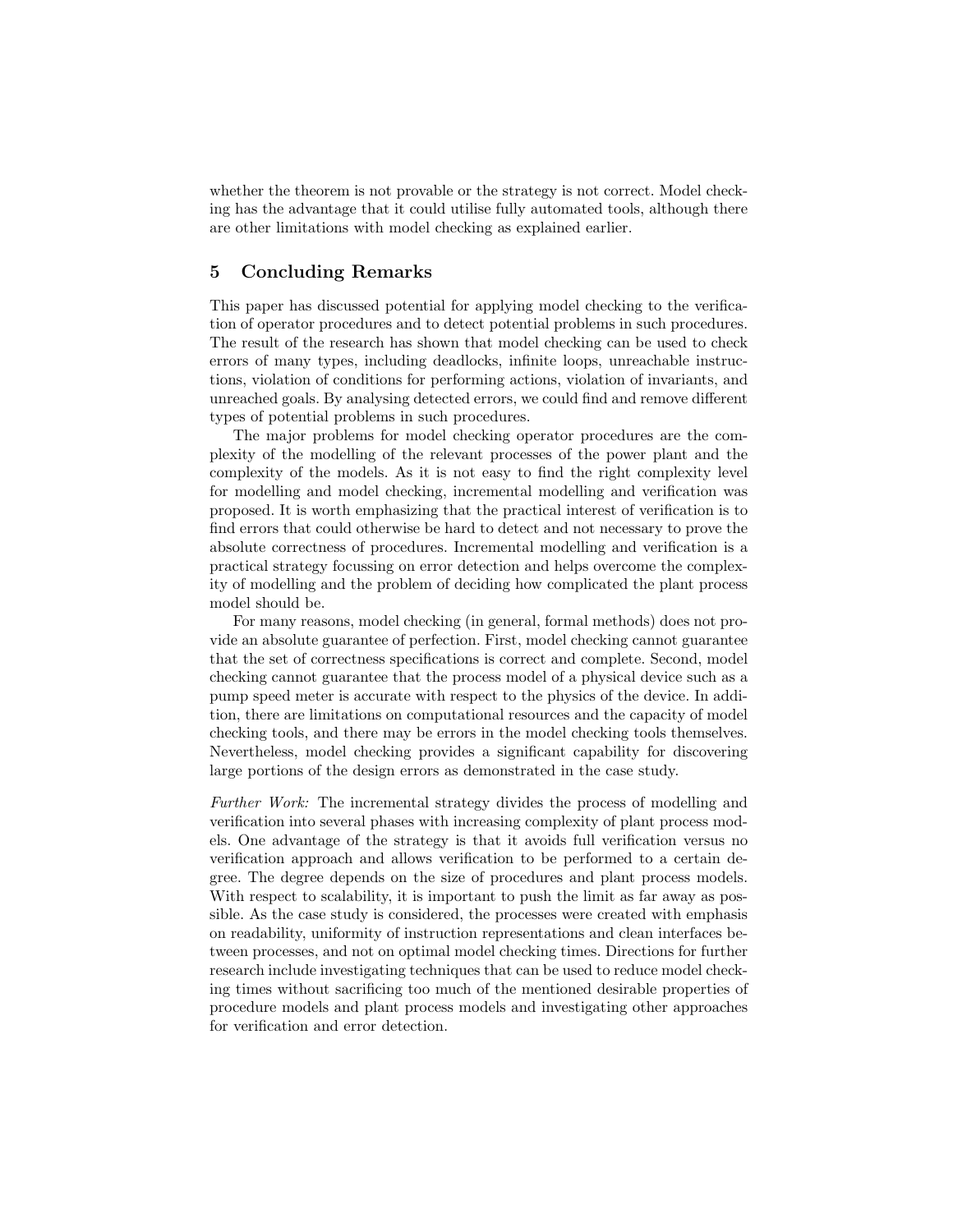whether the theorem is not provable or the strategy is not correct. Model checking has the advantage that it could utilise fully automated tools, although there are other limitations with model checking as explained earlier.

## 5 Concluding Remarks

This paper has discussed potential for applying model checking to the verification of operator procedures and to detect potential problems in such procedures. The result of the research has shown that model checking can be used to check errors of many types, including deadlocks, infinite loops, unreachable instructions, violation of conditions for performing actions, violation of invariants, and unreached goals. By analysing detected errors, we could find and remove different types of potential problems in such procedures.

The major problems for model checking operator procedures are the complexity of the modelling of the relevant processes of the power plant and the complexity of the models. As it is not easy to find the right complexity level for modelling and model checking, incremental modelling and verification was proposed. It is worth emphasizing that the practical interest of verification is to find errors that could otherwise be hard to detect and not necessary to prove the absolute correctness of procedures. Incremental modelling and verification is a practical strategy focussing on error detection and helps overcome the complexity of modelling and the problem of deciding how complicated the plant process model should be.

For many reasons, model checking (in general, formal methods) does not provide an absolute guarantee of perfection. First, model checking cannot guarantee that the set of correctness specifications is correct and complete. Second, model checking cannot guarantee that the process model of a physical device such as a pump speed meter is accurate with respect to the physics of the device. In addition, there are limitations on computational resources and the capacity of model checking tools, and there may be errors in the model checking tools themselves. Nevertheless, model checking provides a significant capability for discovering large portions of the design errors as demonstrated in the case study.

*Further Work:* The incremental strategy divides the process of modelling and verification into several phases with increasing complexity of plant process models. One advantage of the strategy is that it avoids full verification versus no verification approach and allows verification to be performed to a certain degree. The degree depends on the size of procedures and plant process models. With respect to scalability, it is important to push the limit as far away as possible. As the case study is considered, the processes were created with emphasis on readability, uniformity of instruction representations and clean interfaces between processes, and not on optimal model checking times. Directions for further research include investigating techniques that can be used to reduce model checking times without sacrificing too much of the mentioned desirable properties of procedure models and plant process models and investigating other approaches for verification and error detection.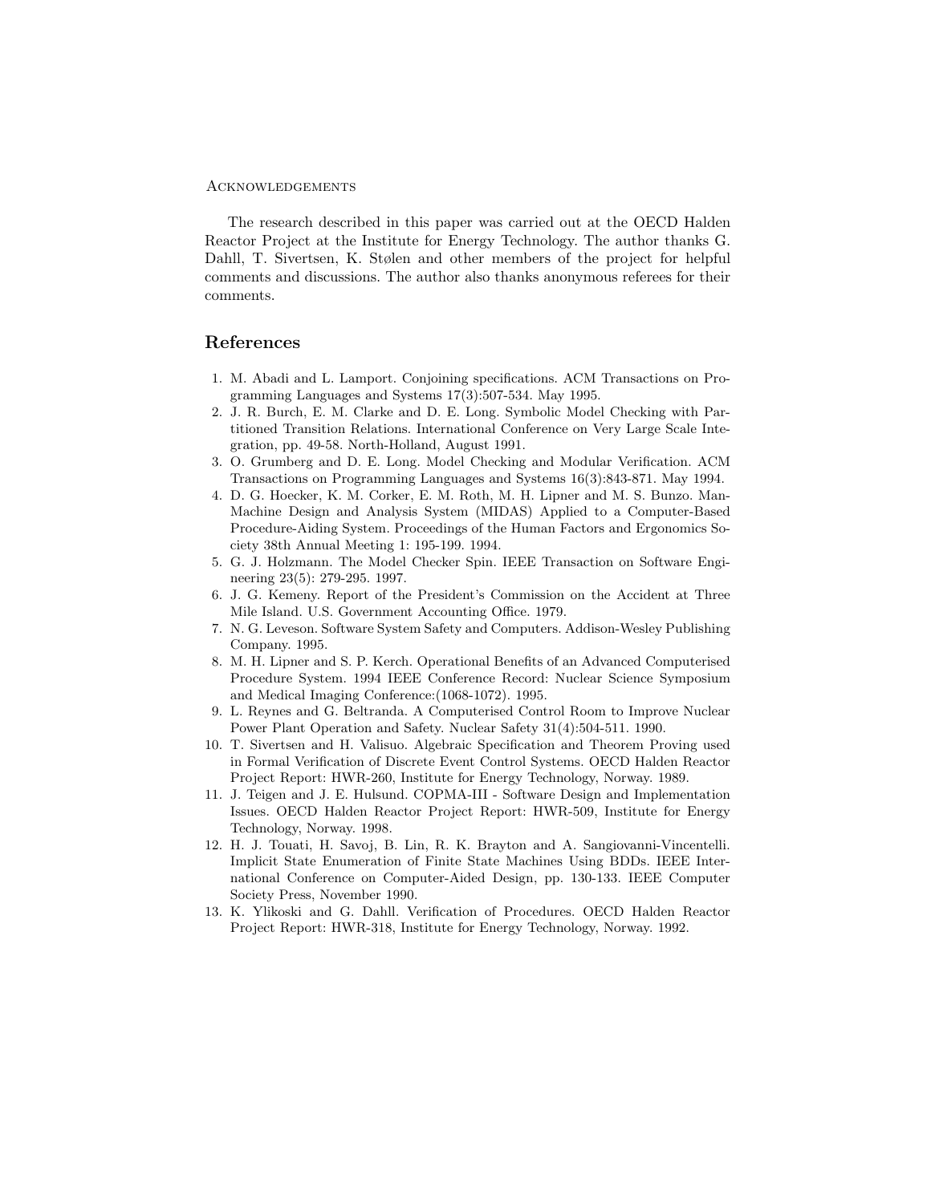Acknowledgements

The research described in this paper was carried out at the OECD Halden Reactor Project at the Institute for Energy Technology. The author thanks G. Dahll, T. Sivertsen, K. Stølen and other members of the project for helpful comments and discussions. The author also thanks anonymous referees for their comments.

## References

1. M. Abadi and L. Lamport. Conjoining specifications. ACM Transactions on Programming Languages and Systems 17(3):507-534. May 1995.
2. J. R. Burch, E. M. Clarke and D. E. Long. Symbolic Model Checking with Partitioned Transition Relations. International Conference on Very Large Scale Integration, pp. 49-58. North-Holland, August 1991.
3. O. Grumberg and D. E. Long. Model Checking and Modular Verification. ACM Transactions on Programming Languages and Systems 16(3):843-871. May 1994.
4. D. G. Hoecker, K. M. Corker, E. M. Roth, M. H. Lipner and M. S. Bunzo. Man-Machine Design and Analysis System (MIDAS) Applied to a Computer-Based Procedure-Aiding System. Proceedings of the Human Factors and Ergonomics Society 38th Annual Meeting 1: 195-199. 1994.
5. G. J. Holzmann. The Model Checker Spin. IEEE Transaction on Software Engineering 23(5): 279-295. 1997.
6. J. G. Kemeny. Report of the President's Commission on the Accident at Three Mile Island. U.S. Government Accounting Office. 1979.
7. N. G. Leveson. Software System Safety and Computers. Addison-Wesley Publishing Company. 1995.
8. M. H. Lipner and S. P. Kerch. Operational Benefits of an Advanced Computerised Procedure System. 1994 IEEE Conference Record: Nuclear Science Symposium and Medical Imaging Conference:(1068-1072). 1995.
9. L. Reynes and G. Beltranda. A Computerised Control Room to Improve Nuclear Power Plant Operation and Safety. Nuclear Safety 31(4):504-511. 1990.
10. T. Sivertsen and H. Valisuo. Algebraic Specification and Theorem Proving used in Formal Verification of Discrete Event Control Systems. OECD Halden Reactor Project Report: HWR-260, Institute for Energy Technology, Norway. 1989.
11. J. Teigen and J. E. Hulsund. COPMA-III - Software Design and Implementation Issues. OECD Halden Reactor Project Report: HWR-509, Institute for Energy Technology, Norway. 1998.
12. H. J. Touati, H. Savoj, B. Lin, R. K. Brayton and A. Sangiovanni-Vincentelli. Implicit State Enumeration of Finite State Machines Using BDDs. IEEE International Conference on Computer-Aided Design, pp. 130-133. IEEE Computer Society Press, November 1990.
13. K. Ylikoski and G. Dahll. Verification of Procedures. OECD Halden Reactor Project Report: HWR-318, Institute for Energy Technology, Norway. 1992.